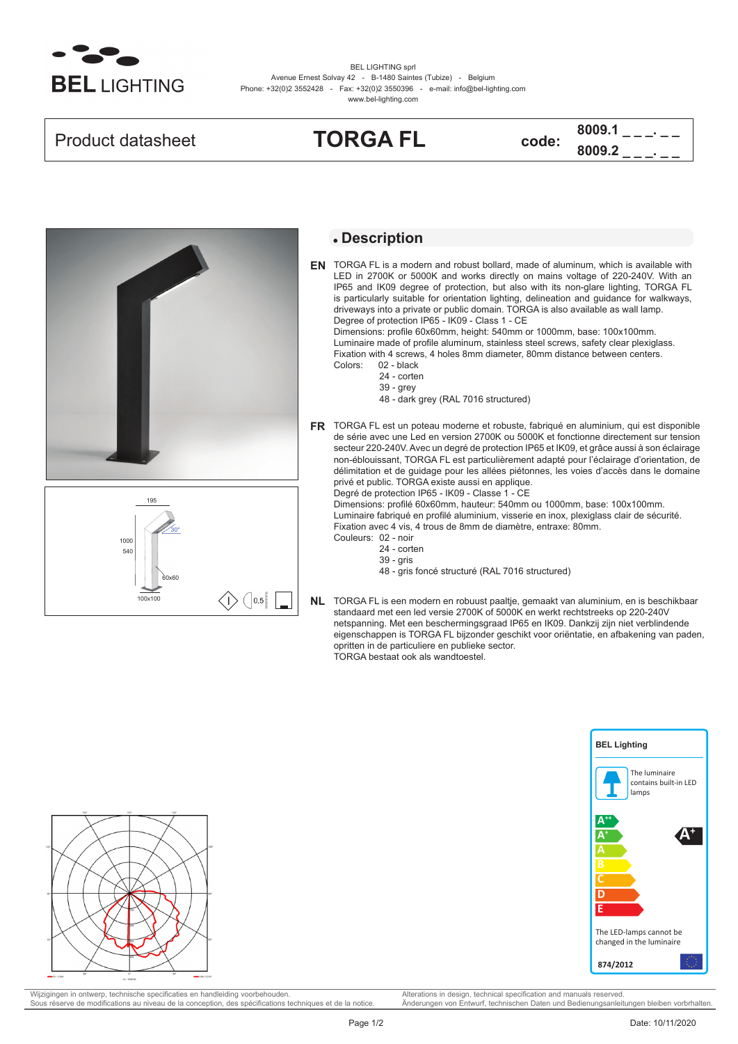BEL LIGHTING

BEL LIGHTING sprl
Avenue Ernest Solvay 42 - B-1480 Saintes (Tubize) - Belgium
Phone: +32(0)2 3552428 - Fax: +32(0)2 3550396 - e-mail: info@bel-lighting.com
www.bel-lighting.com

| Product datasheet | TORGA FL | code: | 8009.1 _ _ _. _ _<br>8009.2 _ _ _. _ _ |
|---|---|---|---|

195
30°
1000
540
60x60
100x100
0,5

## Description

**EN** TORGA FL is a modern and robust bollard, made of aluminum, which is available with LED in 2700K or 5000K and works directly on mains voltage of 220-240V. With an IP65 and IK09 degree of protection, but also with its non-glare lighting, TORGA FL is particularly suitable for orientation lighting, delineation and guidance for walkways, driveways into a private or public domain. TORGA is also available as wall lamp.
Degree of protection IP65 - IK09 - Class 1 - CE
Dimensions: profile 60x60mm, height: 540mm or 1000mm, base: 100x100mm.
Luminaire made of profile aluminum, stainless steel screws, safety clear plexiglass.
Fixation with 4 screws, 4 holes 8mm diameter, 80mm distance between centers.
Colors: 02 - black
24 - corten
39 - grey
48 - dark grey (RAL 7016 structured)

**FR** TORGA FL est un poteau moderne et robuste, fabriqué en aluminium, qui est disponible de série avec une Led en version 2700K ou 5000K et fonctionne directement sur tension secteur 220-240V. Avec un degré de protection IP65 et IK09, et grâce aussi à son éclairage non-éblouissant, TORGA FL est particulièrement adapté pour l'éclairage d'orientation, de délimitation et de guidage pour les allées piétonnes, les voies d'accès dans le domaine privé et public. TORGA existe aussi en applique.
Degré de protection IP65 - IK09 - Classe 1 - CE
Dimensions: profilé 60x60mm, hauteur: 540mm ou 1000mm, base: 100x100mm.
Luminaire fabriqué en profilé aluminium, visserie en inox, plexiglass clair de sécurité.
Fixation avec 4 vis, 4 trous de 8mm de diamètre, entraxe: 80mm.
Couleurs: 02 - noir
24 - corten
39 - gris
48 - gris foncé structuré (RAL 7016 structured)

**NL** TORGA FL is een modern en robuust paaltje, gemaakt van aluminium, en is beschikbaar standaard met een led versie 2700K of 5000K en werkt rechtstreeks op 220-240V netspanning. Met een beschermingsgraad IP65 en IK09. Dankzij zijn niet verblindende eigenschappen is TORGA FL bijzonder geschikt voor oriëntatie, en afbakening van paden, opritten in de particuliere en publieke sector.
TORGA bestaat ook als wandtoestel.

BEL Lighting

The luminaire contains built-in LED lamps

A++
A+
A
B
C
D
E

A+

The LED-lamps cannot be changed in the luminaire

874/2012

Wijzigingen in ontwerp, technische specificaties en handleiding voorbehouden.
Sous réserve de modifications au niveau de la conception, des spécifications techniques et de la notice.
Alterations in design, technical specification and manuals reserved.
Änderungen von Entwurf, technischen Daten und Bedienungsanleitungen bleiben vorbrhalten.

Date: 10/11/2020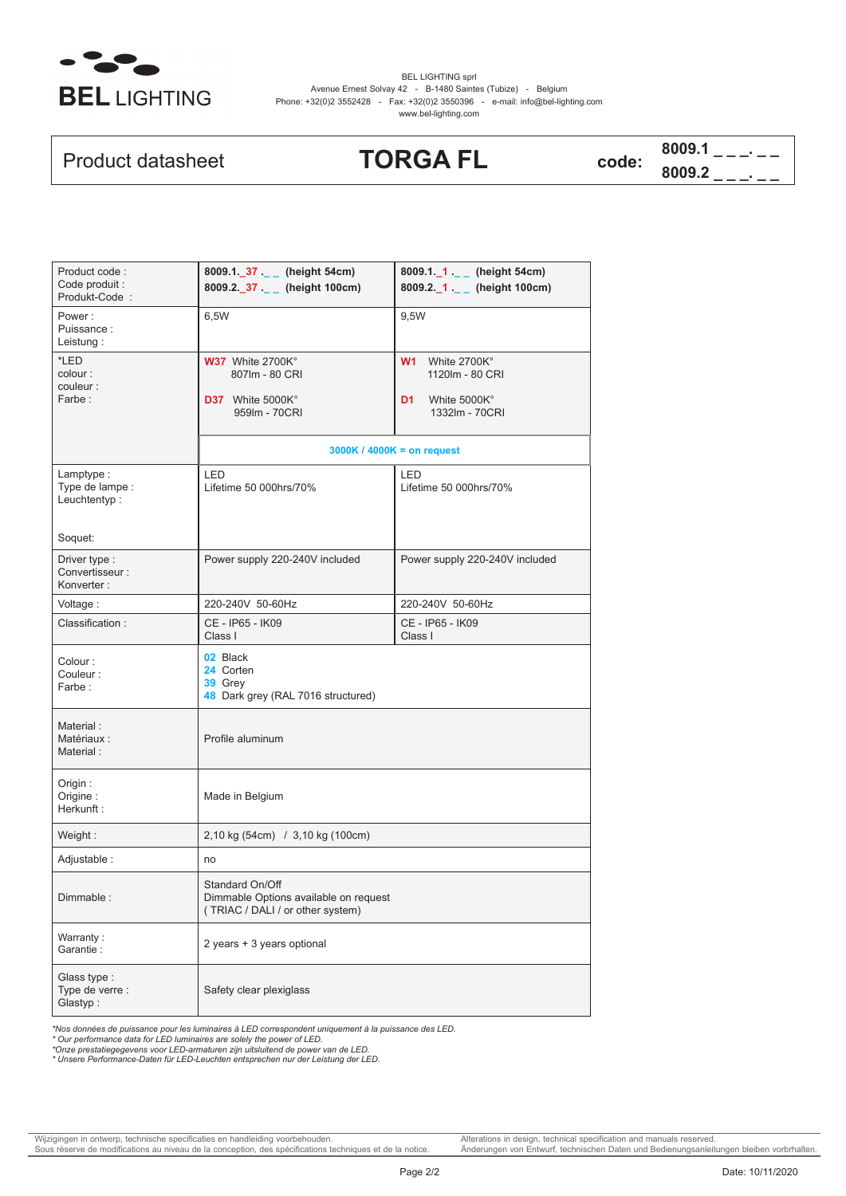BEL LIGHTING

BEL LIGHTING sprl
Avenue Ernest Solvay 42 - B-1480 Saintes (Tubize) - Belgium
Phone: +32(0)2 3552428 - Fax: +32(0)2 3550396 - e-mail: info@bel-lighting.com
www.bel-lighting.com

| Product datasheet | TORGA FL | code: | 8009.1 _ _ _. _ _<br>8009.2 _ _ _. _ _ |
|---|---|---|---|

| | | |
|---|---|---|
| Product code :<br>Code produit :<br>Produkt-Code : | **8009.1._37 ._ _ (height 54cm)**<br>**8009.2._37 ._ _ (height 100cm)** | **8009.1._1 ._ _ (height 54cm)**<br>**8009.2._1 ._ _ (height 100cm)** |
| Power :<br>Puissance :<br>Leistung : | 6,5W | 9,5W |
| *LED<br>colour :<br>couleur :<br>Farbe : | W37 White 2700K°<br>807lm - 80 CRI<br><br>D37 White 5000K°<br>959lm - 70CRI | W1 White 2700K°<br>1120lm - 80 CRI<br><br>D1 White 5000K°<br>1332lm - 70CRI |
| | **3000K / 4000K = on request** | |
| Lamptype :<br>Type de lampe :<br>Leuchtentyp :<br><br>Soquet: | LED<br>Lifetime 50 000hrs/70% | LED<br>Lifetime 50 000hrs/70% |
| Driver type :<br>Convertisseur :<br>Konverter : | Power supply 220-240V included | Power supply 220-240V included |
| Voltage : | 220-240V 50-60Hz | 220-240V 50-60Hz |
| Classification : | CE - IP65 - IK09<br>Class I | CE - IP65 - IK09<br>Class I |
| Colour :<br>Couleur :<br>Farbe : | 02 Black<br>24 Corten<br>39 Grey<br>48 Dark grey (RAL 7016 structured) | |
| Material :<br>Matériaux :<br>Material : | Profile aluminum | |
| Origin :<br>Origine :<br>Herkunft : | Made in Belgium | |
| Weight : | 2,10 kg (54cm) / 3,10 kg (100cm) | |
| Adjustable : | no | |
| Dimmable : | Standard On/Off<br>Dimmable Options available on request<br>( TRIAC / DALI / or other system) | |
| Warranty :<br>Garantie : | 2 years + 3 years optional | |
| Glass type :<br>Type de verre :<br>Glastyp : | Safety clear plexiglass | |

*\*Nos données de puissance pour les luminaires à LED correspondent uniquement à la puissance des LED.*
*\* Our performance data for LED luminaires are solely the power of LED.*
*\*Onze prestatiegegevens voor LED-armaturen zijn uitsluitend de power van de LED.*
*\* Unsere Performance-Daten für LED-Leuchten entsprechen nur der Leistung der LED.*

Wijzigingen in ontwerp, technische specificaties en handleiding voorbehouden.
Sous réserve de modifications au niveau de la conception, des spécifications techniques et de la notice.
Alterations in design, technical specification and manuals reserved.
Änderungen von Entwurf, technischen Daten und Bedienungsanleitungen bleiben vorbrhalten.

Date: 10/11/2020